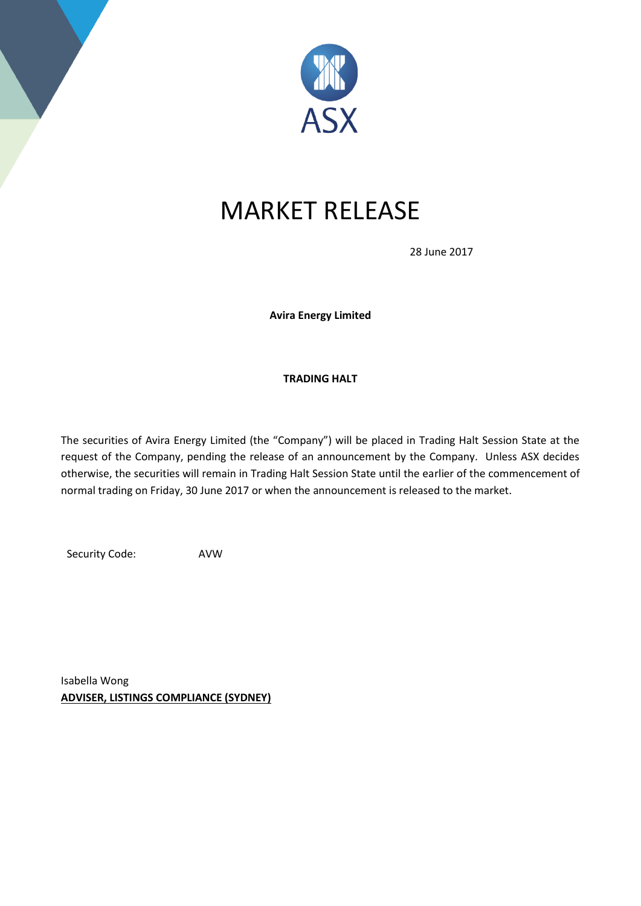ASX

# MARKET RELEASE

28 June 2017

**Avira Energy Limited**

**TRADING HALT**

The securities of Avira Energy Limited (the "Company") will be placed in Trading Halt Session State at the request of the Company, pending the release of an announcement by the Company. Unless ASX decides otherwise, the securities will remain in Trading Halt Session State until the earlier of the commencement of normal trading on Friday, 30 June 2017 or when the announcement is released to the market.

Security Code: AVW

Isabella Wong
**ADVISER, LISTINGS COMPLIANCE (SYDNEY)**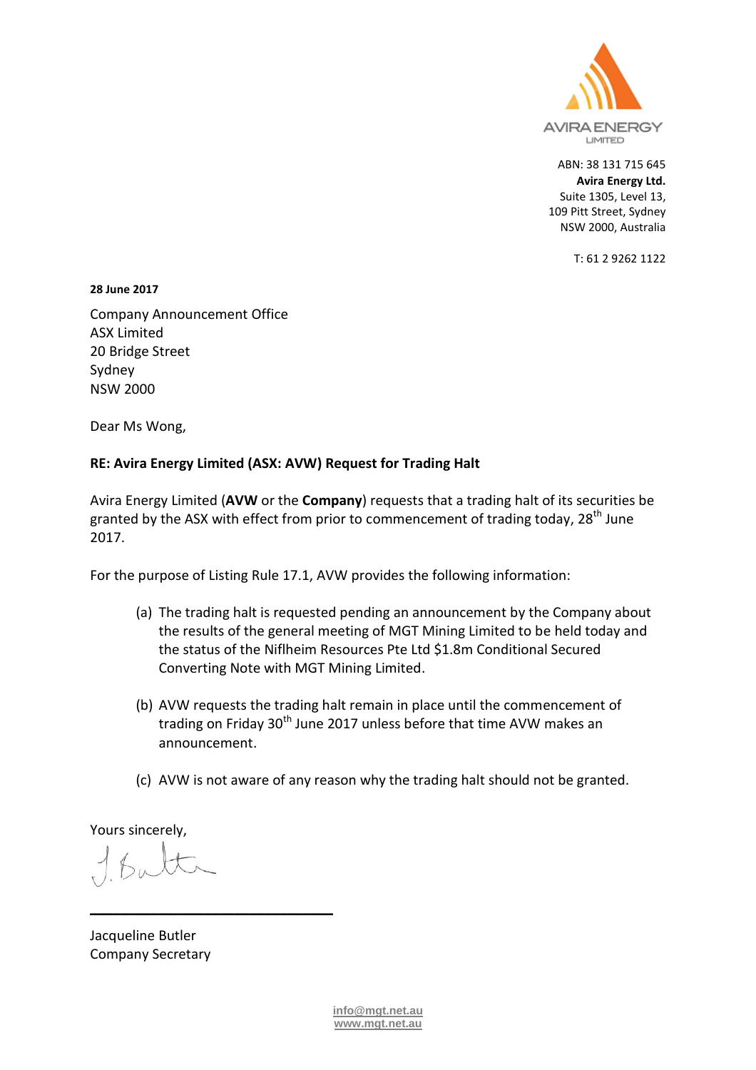AVIRA ENERGY
LIMITED

ABN: 38 131 715 645
**Avira Energy Ltd.**
Suite 1305, Level 13,
109 Pitt Street, Sydney
NSW 2000, Australia

T: 61 2 9262 1122

**28 June 2017**

Company Announcement Office
ASX Limited
20 Bridge Street
Sydney
NSW 2000

Dear Ms Wong,

**RE: Avira Energy Limited (ASX: AVW) Request for Trading Halt**

Avira Energy Limited (**AVW** or the **Company**) requests that a trading halt of its securities be granted by the ASX with effect from prior to commencement of trading today, 28th June 2017.

For the purpose of Listing Rule 17.1, AVW provides the following information:

(a) The trading halt is requested pending an announcement by the Company about the results of the general meeting of MGT Mining Limited to be held today and the status of the Niflheim Resources Pte Ltd $1.8m Conditional Secured Converting Note with MGT Mining Limited.

(b) AVW requests the trading halt remain in place until the commencement of trading on Friday 30th June 2017 unless before that time AVW makes an announcement.

(c) AVW is not aware of any reason why the trading halt should not be granted.

Yours sincerely,

J. Butler

Jacqueline Butler
Company Secretary

info@mgt.net.au
www.mgt.net.au